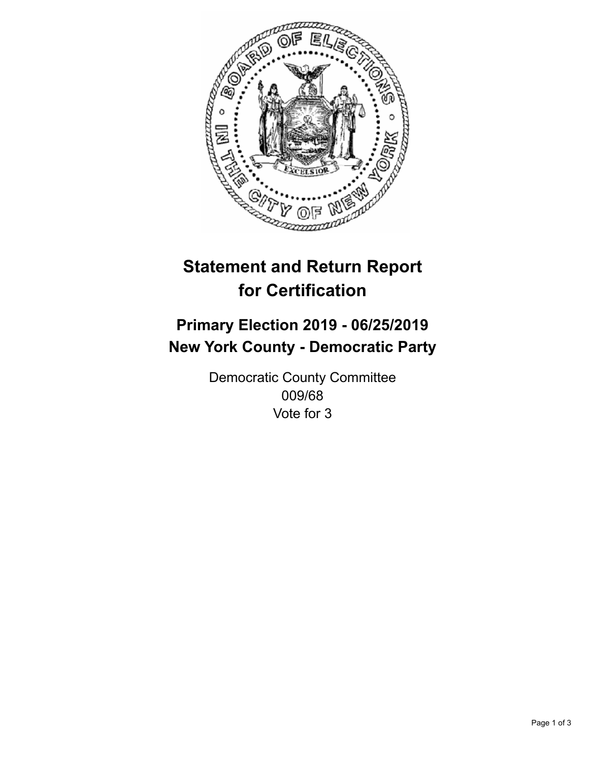# Statement and Return Report for Certification

## Primary Election 2019 - 06/25/2019
## New York County - Democratic Party

Democratic County Committee
009/68
Vote for 3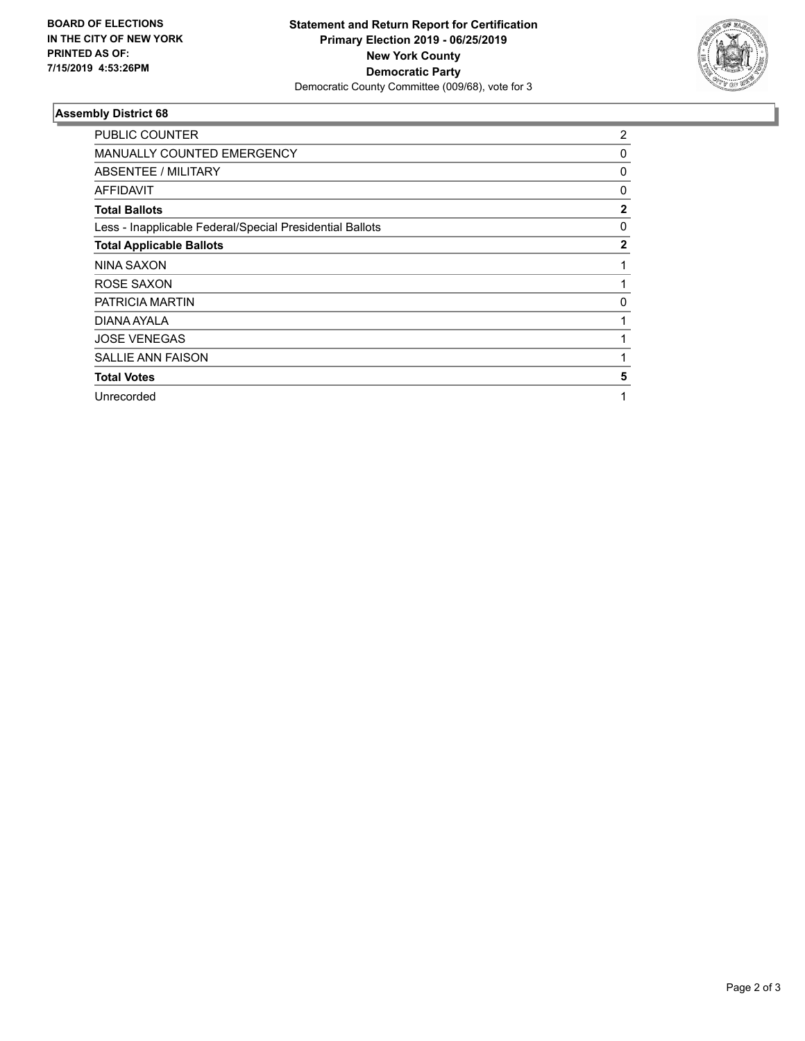**BOARD OF ELECTIONS IN THE CITY OF NEW YORK PRINTED AS OF: 7/15/2019 4:53:26PM**

**Statement and Return Report for Certification**
**Primary Election 2019 - 06/25/2019**
**New York County**
**Democratic Party**
Democratic County Committee (009/68), vote for 3

## Assembly District 68

| | |
|---|---|
| PUBLIC COUNTER | 2 |
| MANUALLY COUNTED EMERGENCY | 0 |
| ABSENTEE / MILITARY | 0 |
| AFFIDAVIT | 0 |
| **Total Ballots** | **2** |
| Less - Inapplicable Federal/Special Presidential Ballots | 0 |
| **Total Applicable Ballots** | **2** |
| NINA SAXON | 1 |
| ROSE SAXON | 1 |
| PATRICIA MARTIN | 0 |
| DIANA AYALA | 1 |
| JOSE VENEGAS | 1 |
| SALLIE ANN FAISON | 1 |
| **Total Votes** | **5** |
| Unrecorded | 1 |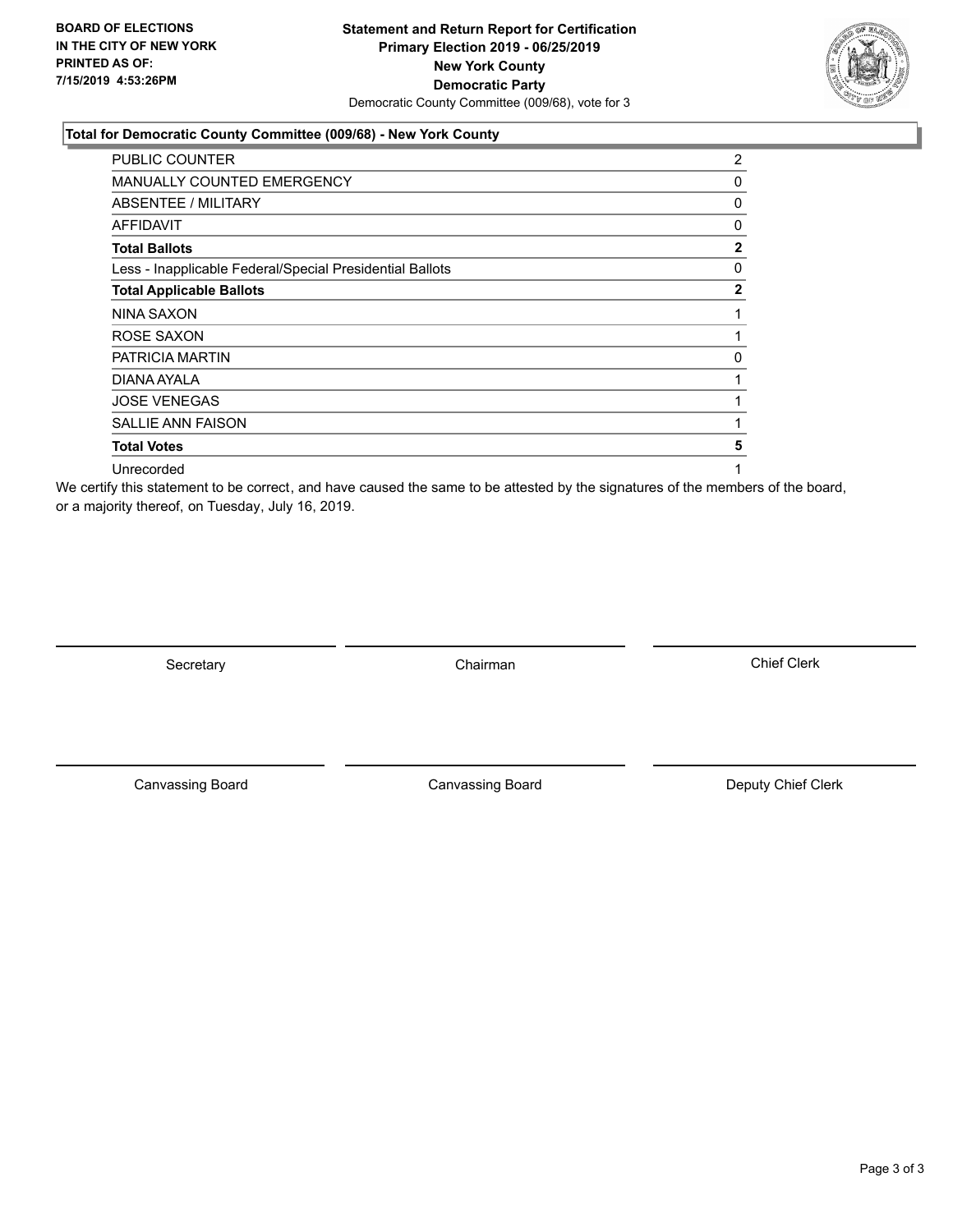**BOARD OF ELECTIONS IN THE CITY OF NEW YORK PRINTED AS OF: 7/15/2019 4:53:26PM**

**Statement and Return Report for Certification Primary Election 2019 - 06/25/2019 New York County Democratic Party**

Democratic County Committee (009/68), vote for 3

### Total for Democratic County Committee (009/68) - New York County

| | |
|---|---|
| PUBLIC COUNTER | 2 |
| MANUALLY COUNTED EMERGENCY | 0 |
| ABSENTEE / MILITARY | 0 |
| AFFIDAVIT | 0 |
| **Total Ballots** | **2** |
| Less - Inapplicable Federal/Special Presidential Ballots | 0 |
| **Total Applicable Ballots** | **2** |
| NINA SAXON | 1 |
| ROSE SAXON | 1 |
| PATRICIA MARTIN | 0 |
| DIANA AYALA | 1 |
| JOSE VENEGAS | 1 |
| SALLIE ANN FAISON | 1 |
| **Total Votes** | **5** |
| Unrecorded | 1 |

We certify this statement to be correct, and have caused the same to be attested by the signatures of the members of the board, or a majority thereof, on Tuesday, July 16, 2019.

Secretary

Chairman

Chief Clerk

Canvassing Board

Canvassing Board

Deputy Chief Clerk